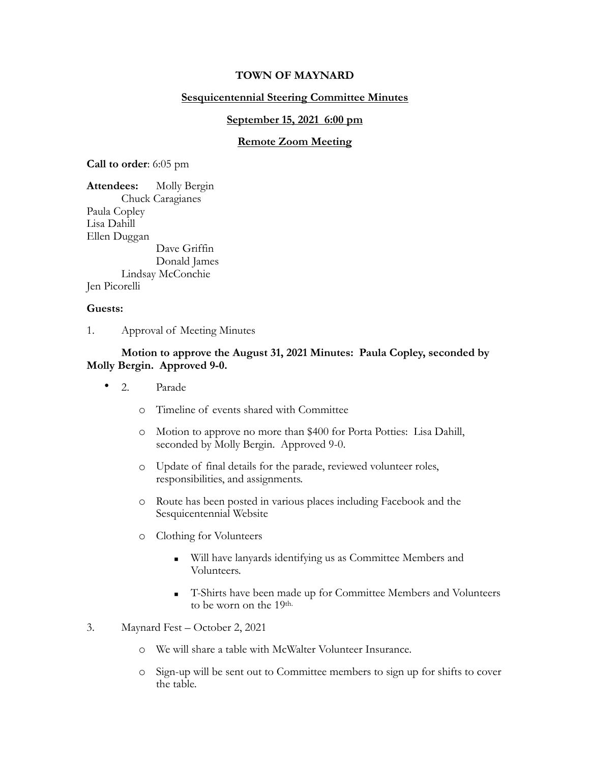**TOWN OF MAYNARD**

**Sesquicentennial Steering Committee Minutes**

**September 15, 2021 6:00 pm**

**Remote Zoom Meeting**

**Call to order**: 6:05 pm

**Attendees:** Molly Bergin
Chuck Caragianes
Paula Copley
Lisa Dahill
Ellen Duggan
Dave Griffin
Donald James
Lindsay McConchie
Jen Picorelli

**Guests:**

1. Approval of Meeting Minutes

**Motion to approve the August 31, 2021 Minutes: Paula Copley, seconded by Molly Bergin. Approved 9-0.**

2. Parade
   - Timeline of events shared with Committee
   - Motion to approve no more than $400 for Porta Potties: Lisa Dahill, seconded by Molly Bergin. Approved 9-0.
   - Update of final details for the parade, reviewed volunteer roles, responsibilities, and assignments.
   - Route has been posted in various places including Facebook and the Sesquicentennial Website
   - Clothing for Volunteers
     - Will have lanyards identifying us as Committee Members and Volunteers.
     - T-Shirts have been made up for Committee Members and Volunteers to be worn on the 19th.

3. Maynard Fest – October 2, 2021
   - We will share a table with McWalter Volunteer Insurance.
   - Sign-up will be sent out to Committee members to sign up for shifts to cover the table.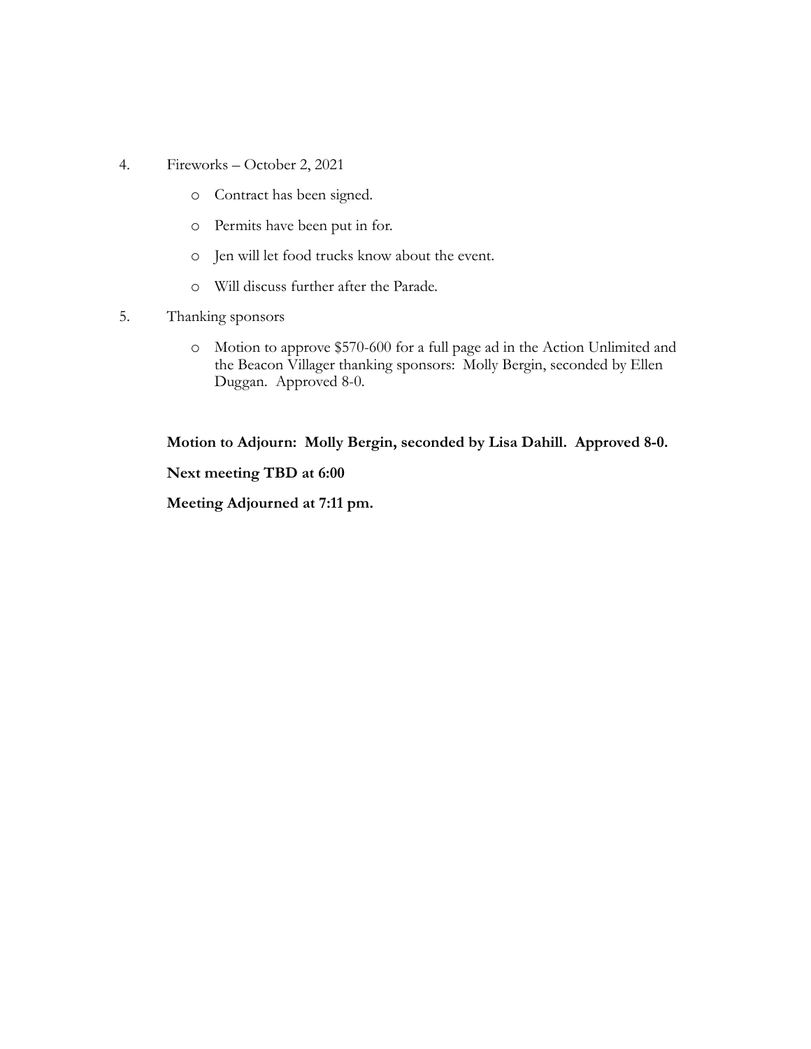4. Fireworks – October 2, 2021

   - Contract has been signed.
   - Permits have been put in for.
   - Jen will let food trucks know about the event.
   - Will discuss further after the Parade.

5. Thanking sponsors

   - Motion to approve $570-600 for a full page ad in the Action Unlimited and the Beacon Villager thanking sponsors: Molly Bergin, seconded by Ellen Duggan. Approved 8-0.

**Motion to Adjourn: Molly Bergin, seconded by Lisa Dahill. Approved 8-0.**

**Next meeting TBD at 6:00**

**Meeting Adjourned at 7:11 pm.**